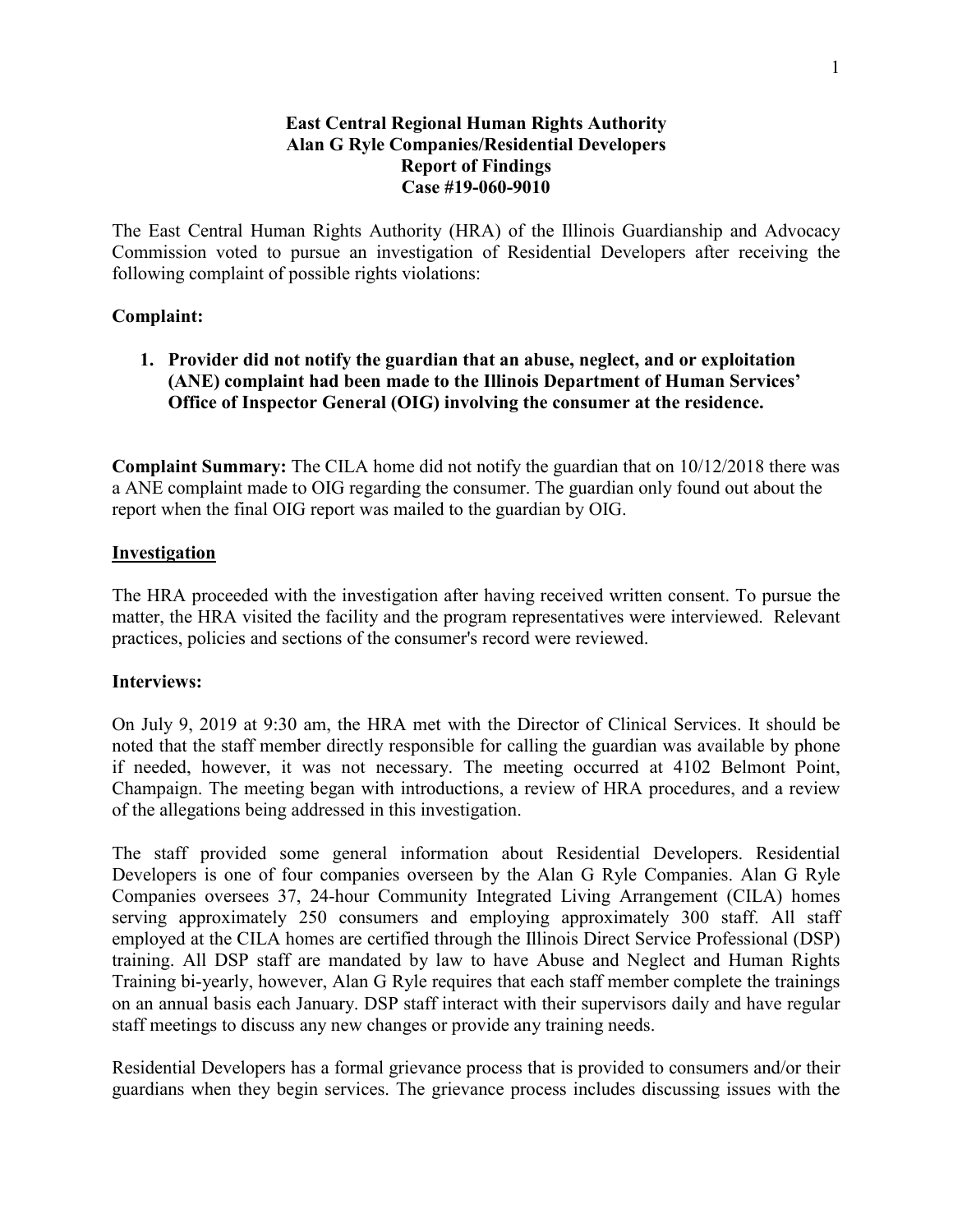**East Central Regional Human Rights Authority**
**Alan G Ryle Companies/Residential Developers**
**Report of Findings**
**Case #19-060-9010**

The East Central Human Rights Authority (HRA) of the Illinois Guardianship and Advocacy Commission voted to pursue an investigation of Residential Developers after receiving the following complaint of possible rights violations:

**Complaint:**

1. **Provider did not notify the guardian that an abuse, neglect, and or exploitation (ANE) complaint had been made to the Illinois Department of Human Services' Office of Inspector General (OIG) involving the consumer at the residence.**

**Complaint Summary:** The CILA home did not notify the guardian that on 10/12/2018 there was a ANE complaint made to OIG regarding the consumer. The guardian only found out about the report when the final OIG report was mailed to the guardian by OIG.

## Investigation

The HRA proceeded with the investigation after having received written consent. To pursue the matter, the HRA visited the facility and the program representatives were interviewed. Relevant practices, policies and sections of the consumer's record were reviewed.

**Interviews:**

On July 9, 2019 at 9:30 am, the HRA met with the Director of Clinical Services. It should be noted that the staff member directly responsible for calling the guardian was available by phone if needed, however, it was not necessary. The meeting occurred at 4102 Belmont Point, Champaign. The meeting began with introductions, a review of HRA procedures, and a review of the allegations being addressed in this investigation.

The staff provided some general information about Residential Developers. Residential Developers is one of four companies overseen by the Alan G Ryle Companies. Alan G Ryle Companies oversees 37, 24-hour Community Integrated Living Arrangement (CILA) homes serving approximately 250 consumers and employing approximately 300 staff. All staff employed at the CILA homes are certified through the Illinois Direct Service Professional (DSP) training. All DSP staff are mandated by law to have Abuse and Neglect and Human Rights Training bi-yearly, however, Alan G Ryle requires that each staff member complete the trainings on an annual basis each January. DSP staff interact with their supervisors daily and have regular staff meetings to discuss any new changes or provide any training needs.

Residential Developers has a formal grievance process that is provided to consumers and/or their guardians when they begin services. The grievance process includes discussing issues with the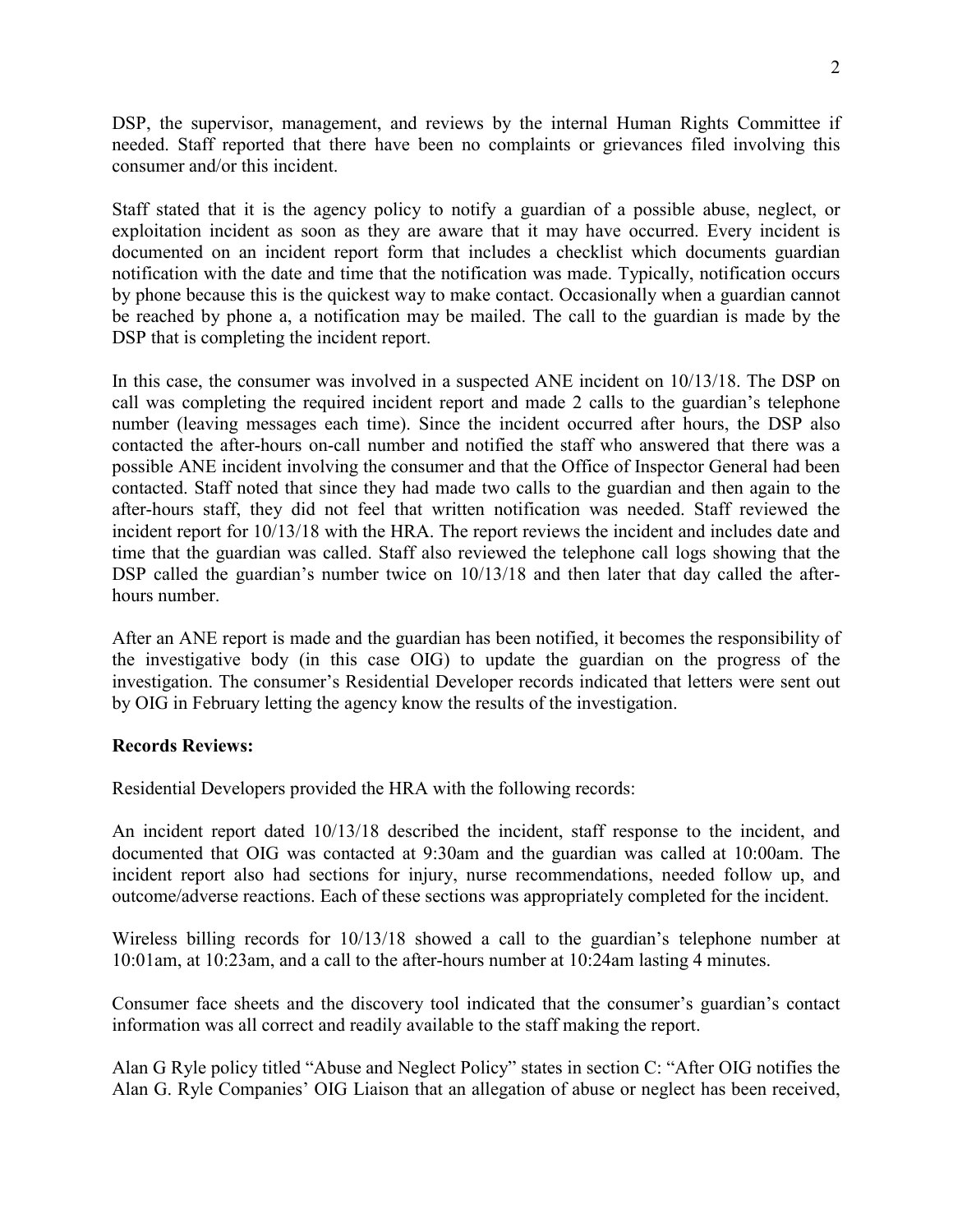DSP, the supervisor, management, and reviews by the internal Human Rights Committee if needed. Staff reported that there have been no complaints or grievances filed involving this consumer and/or this incident.

Staff stated that it is the agency policy to notify a guardian of a possible abuse, neglect, or exploitation incident as soon as they are aware that it may have occurred. Every incident is documented on an incident report form that includes a checklist which documents guardian notification with the date and time that the notification was made. Typically, notification occurs by phone because this is the quickest way to make contact. Occasionally when a guardian cannot be reached by phone a, a notification may be mailed. The call to the guardian is made by the DSP that is completing the incident report.

In this case, the consumer was involved in a suspected ANE incident on 10/13/18. The DSP on call was completing the required incident report and made 2 calls to the guardian's telephone number (leaving messages each time). Since the incident occurred after hours, the DSP also contacted the after-hours on-call number and notified the staff who answered that there was a possible ANE incident involving the consumer and that the Office of Inspector General had been contacted. Staff noted that since they had made two calls to the guardian and then again to the after-hours staff, they did not feel that written notification was needed. Staff reviewed the incident report for 10/13/18 with the HRA. The report reviews the incident and includes date and time that the guardian was called. Staff also reviewed the telephone call logs showing that the DSP called the guardian's number twice on 10/13/18 and then later that day called the after-hours number.

After an ANE report is made and the guardian has been notified, it becomes the responsibility of the investigative body (in this case OIG) to update the guardian on the progress of the investigation. The consumer's Residential Developer records indicated that letters were sent out by OIG in February letting the agency know the results of the investigation.

**Records Reviews:**

Residential Developers provided the HRA with the following records:

An incident report dated 10/13/18 described the incident, staff response to the incident, and documented that OIG was contacted at 9:30am and the guardian was called at 10:00am. The incident report also had sections for injury, nurse recommendations, needed follow up, and outcome/adverse reactions. Each of these sections was appropriately completed for the incident.

Wireless billing records for 10/13/18 showed a call to the guardian's telephone number at 10:01am, at 10:23am, and a call to the after-hours number at 10:24am lasting 4 minutes.

Consumer face sheets and the discovery tool indicated that the consumer's guardian's contact information was all correct and readily available to the staff making the report.

Alan G Ryle policy titled "Abuse and Neglect Policy" states in section C: "After OIG notifies the Alan G. Ryle Companies' OIG Liaison that an allegation of abuse or neglect has been received,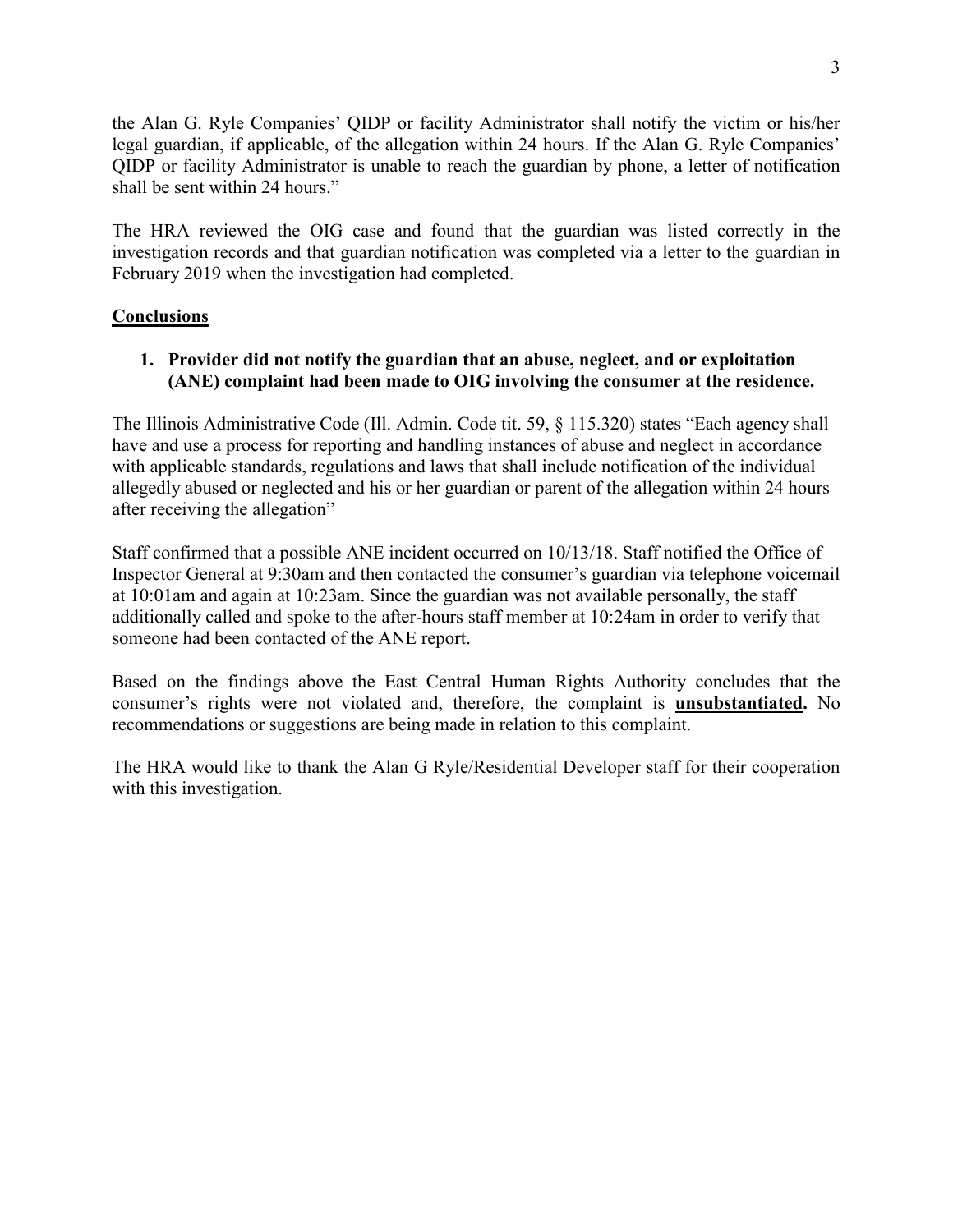the Alan G. Ryle Companies' QIDP or facility Administrator shall notify the victim or his/her legal guardian, if applicable, of the allegation within 24 hours. If the Alan G. Ryle Companies' QIDP or facility Administrator is unable to reach the guardian by phone, a letter of notification shall be sent within 24 hours."

The HRA reviewed the OIG case and found that the guardian was listed correctly in the investigation records and that guardian notification was completed via a letter to the guardian in February 2019 when the investigation had completed.

## Conclusions

**1. Provider did not notify the guardian that an abuse, neglect, and or exploitation (ANE) complaint had been made to OIG involving the consumer at the residence.**

The Illinois Administrative Code (Ill. Admin. Code tit. 59, § 115.320) states "Each agency shall have and use a process for reporting and handling instances of abuse and neglect in accordance with applicable standards, regulations and laws that shall include notification of the individual allegedly abused or neglected and his or her guardian or parent of the allegation within 24 hours after receiving the allegation"

Staff confirmed that a possible ANE incident occurred on 10/13/18. Staff notified the Office of Inspector General at 9:30am and then contacted the consumer's guardian via telephone voicemail at 10:01am and again at 10:23am. Since the guardian was not available personally, the staff additionally called and spoke to the after-hours staff member at 10:24am in order to verify that someone had been contacted of the ANE report.

Based on the findings above the East Central Human Rights Authority concludes that the consumer's rights were not violated and, therefore, the complaint is **unsubstantiated.** No recommendations or suggestions are being made in relation to this complaint.

The HRA would like to thank the Alan G Ryle/Residential Developer staff for their cooperation with this investigation.